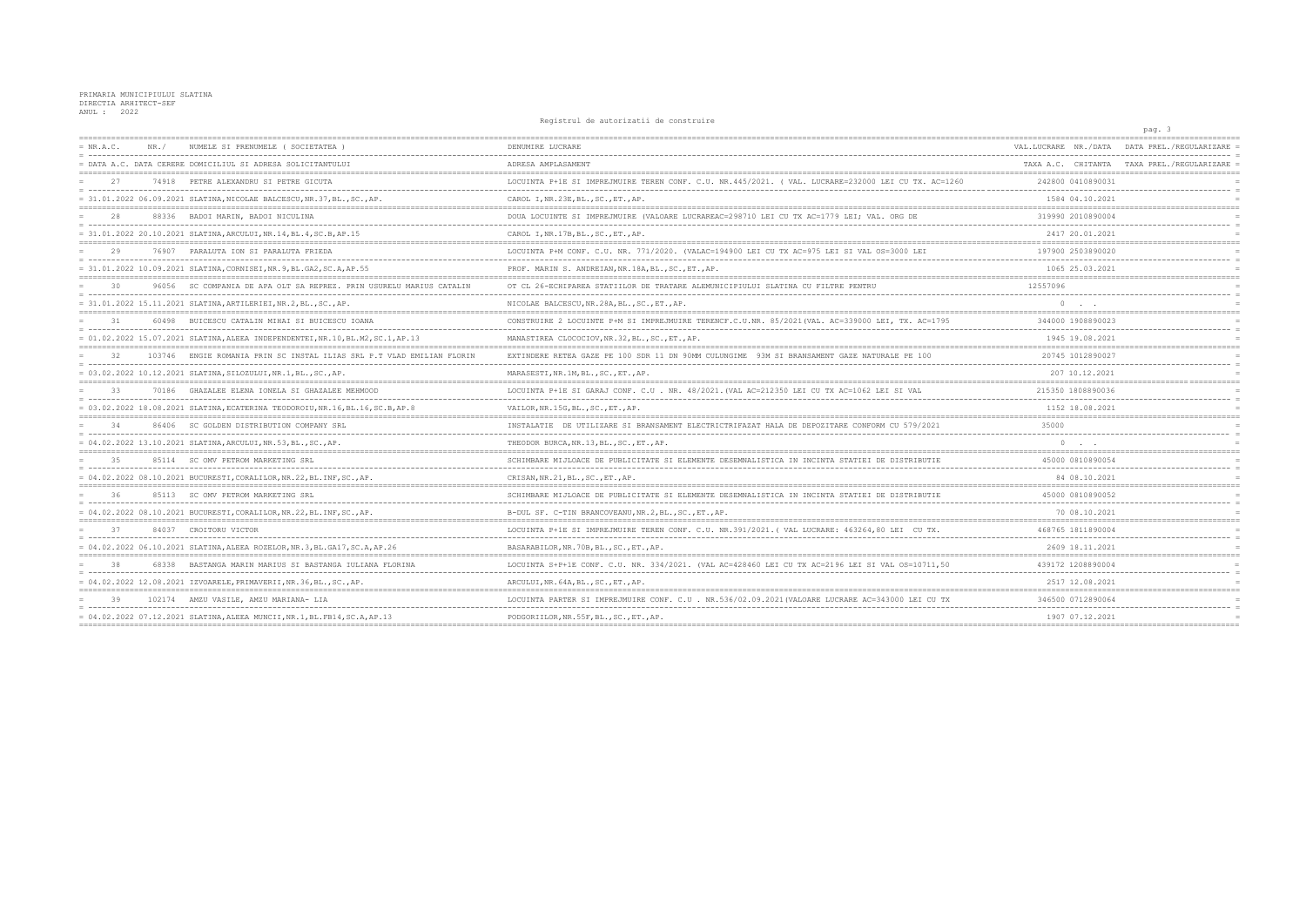PRIMARIA MUNICIPIULUI SLATINA
DIRECTIA ARHITECT-SEF
ANUL : 2022

Registrul de autorizatii de construire

| NR.A.C. / DATA A.C. | NR./ DATA CERERE | NUMELE SI PRENUMELE ( SOCIETATEA ) / DOMICILIUL SI ADRESA SOLICITANTULUI | DENUMIRE LUCRARE / ADRESA AMPLASAMENT | VAL.LUCRARE / TAXA A.C. | NR./DATA / CHITANTA | DATA PREL./REGULARIZARE / TAXA PREL./REGULARIZARE |
|---|---|---|---|---|---|---|
| 27 | 74918 | PETRE ALEXANDRU SI PETRE GICUTA | LOCUINTA P+1E SI IMPREJMUIRE TEREN CONF. C.U. NR.445/2021. ( VAL. LUCRARE=232000 LEI CU TX. AC=1260 | 242800 | 0410890031 | |
| 31.01.2022 | 06.09.2021 | SLATINA,NICOLAE BALCESCU,NR.37,BL.,SC.,AP. | CAROL I,NR.23E,BL.,SC.,ET.,AP. | 1584 | 04.10.2021 | |
| 28 | 88336 | BADOI MARIN, BADOI NICULINA | DOUA LOCUINTE SI IMPREJMUIRE (VALOARE LUCRAREAC=298710 LEI CU TX AC=1779 LEI; VAL. ORG DE | 319990 | 2010890004 | |
| 31.01.2022 | 20.10.2021 | SLATINA,ARCULUI,NR.14,BL.4,SC.B,AP.15 | CAROL I,NR.17B,BL.,SC.,ET.,AP. | 2417 | 20.01.2021 | |
| 29 | 76907 | PARALUTA ION SI PARALUTA FRIEDA | LOCUINTA P+M CONF. C.U. NR. 771/2020. (VALAC=194900 LEI CU TX AC=975 LEI SI VAL OS=3000 LEI | 197900 | 2503890020 | |
| 31.01.2022 | 10.09.2021 | SLATINA,CORNISEI,NR.9,BL.GA2,SC.A,AP.55 | PROF. MARIN S. ANDREIAN,NR.18A,BL.,SC.,ET.,AP. | 1065 | 25.03.2021 | |
| 30 | 96056 | SC COMPANIA DE APA OLT SA REPREZ. PRIN USURELU MARIUS CATALIN | OT CL 26-ECHIPAREA STATIILOR DE TRATARE ALEMUNICIPIULUI SLATINA CU FILTRE PENTRU | 12557096 | | |
| 31.01.2022 | 15.11.2021 | SLATINA,ARTILERIEI,NR.2,BL.,SC.,AP. | NICOLAE BALCESCU,NR.28A,BL.,SC.,ET.,AP. | 0 | . . | |
| 31 | 60498 | BUICESCU CATALIN MIHAI SI BUICESCU IOANA | CONSTRUIRE 2 LOCUINTE P+M SI IMPREJMUIRE TERENCF.C.U.NR. 85/2021(VAL. AC=339000 LEI, TX. AC=1795 | 344000 | 1908890023 | |
| 01.02.2022 | 15.07.2021 | SLATINA,ALEEA INDEPENDENTEI,NR.10,BL.M2,SC.1,AP.13 | MANASTIREA CLOCOCIOV,NR.32,BL.,SC.,ET.,AP. | 1945 | 19.08.2021 | |
| 32 | 103746 | ENGIE ROMANIA PRIN SC INSTAL ILIAS SRL P.T VLAD EMILIAN FLORIN | EXTINDERE RETEA GAZE PE 100 SDR 11 DN 90MM CULUNGIME 93M SI BRANSAMENT GAZE NATURALE PE 100 | 20745 | 1012890027 | |
| 03.02.2022 | 10.12.2021 | SLATINA,SILOZULUI,NR.1,BL.,SC.,AP. | MARASESTI,NR.1M,BL.,SC.,ET.,AP. | 207 | 10.12.2021 | |
| 33 | 70186 | GHAZALEE ELENA IONELA SI GHAZALEE MEHMOOD | LOCUINTA P+1E SI GARAJ CONF. C.U . NR. 48/2021.(VAL AC=212350 LEI CU TX AC=1062 LEI SI VAL | 215350 | 1808890036 | |
| 03.02.2022 | 18.08.2021 | SLATINA,ECATERINA TEODOROIU,NR.16,BL.16,SC.B,AP.8 | VAILOR,NR.15G,BL.,SC.,ET.,AP. | 1152 | 18.08.2021 | |
| 34 | 86406 | SC GOLDEN DISTRIBUTION COMPANY SRL | INSTALATIE DE UTILIZARE SI BRANSAMENT ELECTRICTRIFAZAT HALA DE DEPOZITARE CONFORM CU 579/2021 | 35000 | | |
| 04.02.2022 | 13.10.2021 | SLATINA,ARCULUI,NR.53,BL.,SC.,AP. | THEODOR BURCA,NR.13,BL.,SC.,ET.,AP. | 0 | . . | |
| 35 | 85114 | SC OMV PETROM MARKETING SRL | SCHIMBARE MIJLOACE DE PUBLICITATE SI ELEMENTE DESEMNALISTICA IN INCINTA STATIEI DE DISTRIBUTIE | 45000 | 0810890054 | |
| 04.02.2022 | 08.10.2021 | BUCURESTI,CORALILOR,NR.22,BL.INF,SC.,AP. | CRISAN,NR.21,BL.,SC.,ET.,AP. | 84 | 08.10.2021 | |
| 36 | 85113 | SC OMV PETROM MARKETING SRL | SCHIMBARE MIJLOACE DE PUBLICITATE SI ELEMENTE DESEMNALISTICA IN INCINTA STATIEI DE DISTRIBUTIE | 45000 | 0810890052 | |
| 04.02.2022 | 08.10.2021 | BUCURESTI,CORALILOR,NR.22,BL.INF,SC.,AP. | B-DUL SF. C-TIN BRANCOVEANU,NR.2,BL.,SC.,ET.,AP. | 70 | 08.10.2021 | |
| 37 | 84037 | CROITORU VICTOR | LOCUINTA P+1E SI IMPREJMUIRE TEREN CONF. C.U. NR.391/2021.( VAL LUCRARE: 463264,80 LEI CU TX. | 468765 | 1811890004 | |
| 04.02.2022 | 06.10.2021 | SLATINA,ALEEA ROZELOR,NR.3,BL.GA17,SC.A,AP.26 | BASARABILOR,NR.70B,BL.,SC.,ET.,AP. | 2609 | 18.11.2021 | |
| 38 | 68338 | BASTANGA MARIN MARIUS SI BASTANGA IULIANA FLORINA | LOCUINTA S+P+1E CONF. C.U. NR. 334/2021. (VAL AC=428460 LEI CU TX AC=2196 LEI SI VAL OS=10711,50 | 439172 | 1208890004 | |
| 04.02.2022 | 12.08.2021 | IZVOARELE,PRIMAVERII,NR.36,BL.,SC.,AP. | ARCULUI,NR.64A,BL.,SC.,ET.,AP. | 2517 | 12.08.2021 | |
| 39 | 102174 | AMZU VASILE, AMZU MARIANA- LIA | LOCUINTA PARTER SI IMPREJMUIRE CONF. C.U . NR.536/02.09.2021(VALOARE LUCRARE AC=343000 LEI CU TX | 346500 | 0712890064 | |
| 04.02.2022 | 07.12.2021 | SLATINA,ALEEA MUNCII,NR.1,BL.FB14,SC.A,AP.13 | PODGORIILOR,NR.55F,BL.,SC.,ET.,AP. | 1907 | 07.12.2021 | |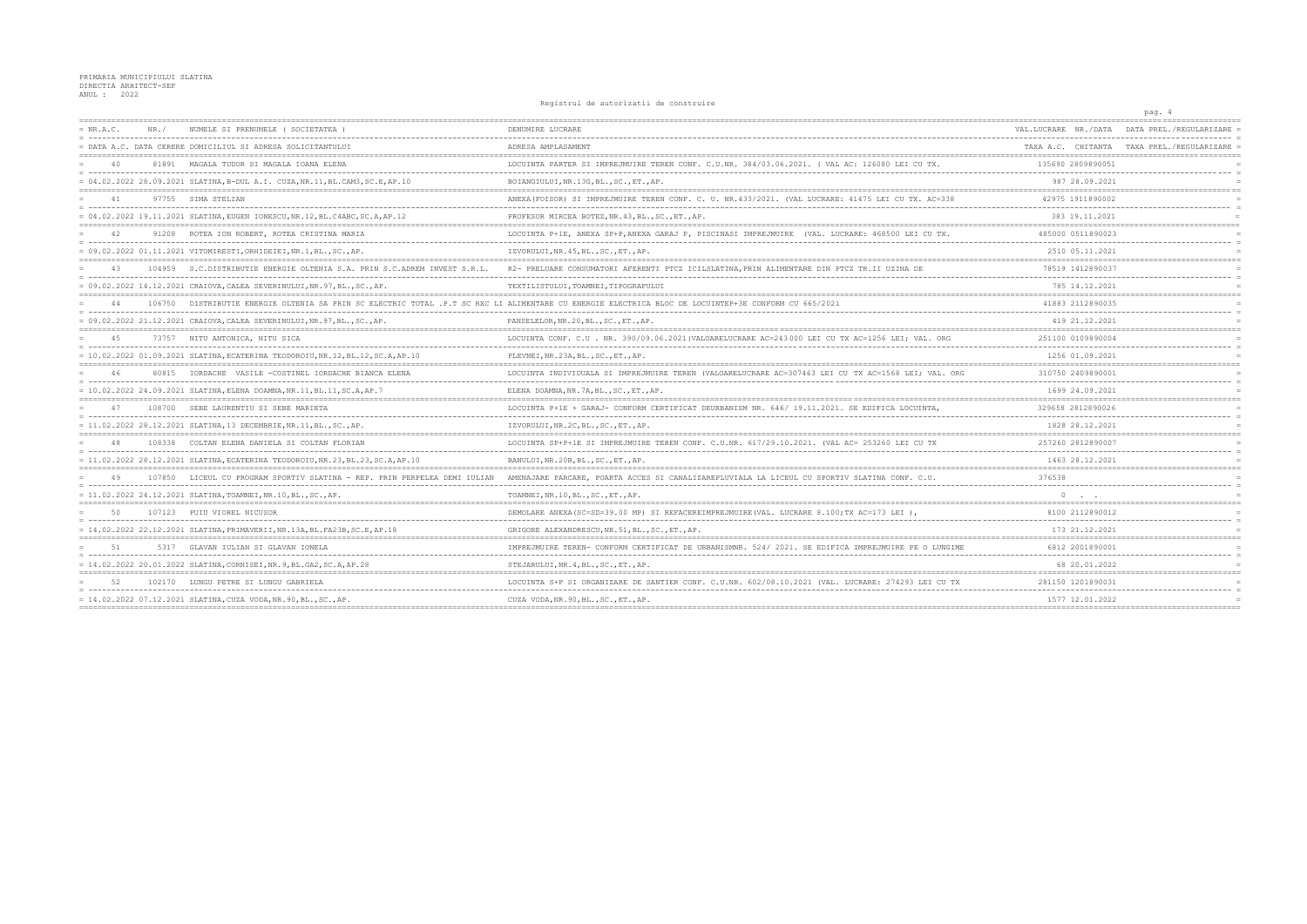PRIMARIA MUNICIPIULUI SLATINA
DIRECTIA ARHITECT-SEF
ANUL : 2022

Registrul de autorizatii de construire

| NR.A.C. | NR./ | NUMELE SI PRENUMELE ( SOCIETATEA ) | DENUMIRE LUCRARE | VAL.LUCRARE NR./DATA | DATA PREL./REGULARIZARE |
|---|---|---|---|---|---|
| DATA A.C. DATA CERERE DOMICILIUL SI ADRESA SOLICITANTULUI | | | ADRESA AMPLASAMENT | TAXA A.C. CHITANTA | TAXA PREL./REGULARIZARE |
| 40 | 81891 | MAGALA TUDOR SI MAGALA IOANA ELENA | LOCUINTA PARTER SI IMPREJMUIRE TEREN CONF. C.U.NR. 384/03.06.2021. ( VAL AC: 126080 LEI CU TX. | 135690 2809890051 | |
| 04.02.2022 28.09.2021 SLATINA,B-DUL A.I. CUZA,NR.11,BL.CAM3,SC.E,AP.10 | | | BOIANGIULUI,NR.13G,BL.,SC.,ET.,AP. | 987 28.09.2021 | |
| 41 | 97755 | SIMA STELIAN | ANEXA(FOISOR) SI IMPREJMUIRE TEREN CONF. C. U. NR.433/2021. (VAL LUCRARE: 41475 LEI CU TX. AC=338 | 42975 1911890002 | |
| 04.02.2022 19.11.2021 SLATINA,EUGEN IONESCU,NR.12,BL.C4ABC,SC.A,AP.12 | | | PROFESOR MIRCEA BOTEZ,NR.43,BL.,SC.,ET.,AP. | 383 19.11.2021 | |
| 42 | 91208 | ROTEA ION ROBERT, ROTEA CRISTINA MARIA | LOCUINTA P+1E, ANEXA SP+P,ANEXA GARAJ P, PISCINASI IMPREJMUIRE (VAL. LUCRARE: 468500 LEI CU TX. | 485000 0511890023 | |
| 09.02.2022 01.11.2021 VITOMIRESTI,ORHIDEIEI,NR.1,BL.,SC.,AP. | | | IZVORULUI,NR.45,BL.,SC.,ET.,AP. | 2510 05.11.2021 | |
| 43 | 104959 | S.C.DISTRIBUTIE ENERGIE OLTENIA S.A. PRIN S.C.ADREM INVEST S.R.L. | R2- PRELUARE CONSUMATORI AFERENTI PTCZ ICILSLATINA,PRIN ALIMENTARE DIN PTCZ TR.II UZINA DE | 78519 1412890037 | |
| 09.02.2022 14.12.2021 CRAIOVA,CALEA SEVERINULUI,NR.97,BL.,SC.,AP. | | | TEXTILISTULUI,TOAMNEI,TIPOGRAFULUI | 785 14.12.2021 | |
| 44 | 106750 | DISTRIBUTIE ENERGIE OLTENIA SA PRIN SC ELECTRIC TOTAL .P.T SC RXC LI | ALIMENTARE CU ENERGIE ELECTRICA BLOC DE LOCUINTEP+3E CONFORM CU 665/2021 | 41883 2112890035 | |
| 09.02.2022 21.12.2021 CRAIOVA,CALEA SEVERINULUI,NR.97,BL.,SC.,AP. | | | PANSELELOR,NR.20,BL.,SC.,ET.,AP. | 419 21.12.2021 | |
| 45 | 73757 | NITU ANTONICA, NITU SICA | LOCUINTA CONF. C.U . NR. 390/09.06.2021(VALOARELUCRARE AC=243000 LEI CU TX AC=1256 LEI; VAL. ORG | 251100 0109890004 | |
| 10.02.2022 01.09.2021 SLATINA,ECATERINA TEODOROIU,NR.12,BL.12,SC.A,AP.10 | | | PLEVNEI,NR.23A,BL.,SC.,ET.,AP. | 1256 01.09.2021 | |
| 46 | 80815 | IORDACHE VASILE -COSTINEL IORDACHE BIANCA ELENA | LOCUINTA INDIVIDUALA SI IMPREJMUIRE TEREN (VALOARELUCRARE AC=307463 LEI CU TX AC=1568 LEI; VAL. ORG | 310750 2409890001 | |
| 10.02.2022 24.09.2021 SLATINA,ELENA DOAMNA,NR.11,BL.11,SC.A,AP.7 | | | ELENA DOAMNA,NR.7A,BL.,SC.,ET.,AP. | 1699 24.09.2021 | |
| 47 | 108700 | SEBE LAURENTIU SI SEBE MARIETA | LOCUINTA P+1E + GARAJ- CONFORM CERTIFICAT DEURBANISM NR. 646/ 19.11.2021. SE EDIFICA LOCUINTA, | 329658 2812890026 | |
| 11.02.2022 28.12.2021 SLATINA,13 DECEMBRIE,NR.11,BL.,SC.,AP. | | | IZVORULUI,NR.2C,BL.,SC.,ET.,AP. | 1828 28.12.2021 | |
| 48 | 108338 | COLTAN ELENA DANIELA SI COLTAN FLORIAN | LOCUINTA SP+P+1E SI IMPREJMUIRE TEREN CONF. C.U.NR. 617/29.10.2021. (VAL AC= 253260 LEI CU TX | 257260 2812890007 | |
| 11.02.2022 28.12.2021 SLATINA,ECATERINA TEODOROIU,NR.23,BL.23,SC.A,AP.10 | | | BANULUI,NR.20B,BL.,SC.,ET.,AP. | 1463 28.12.2021 | |
| 49 | 107850 | LICEUL CU PROGRAM SPORTIV SLATINA - REP. PRIN PERPELEA DEMI IULIAN | AMENAJARE PARCARE, POARTA ACCES SI CANALIZAREPLUVIALA LA LICEUL CU SPORTIV SLATINA CONF. C.U. | 376538 | |
| 11.02.2022 24.12.2021 SLATINA,TOAMNEI,NR.10,BL.,SC.,AP. | | | TOAMNEI,NR.10,BL.,SC.,ET.,AP. | 0 . . | |
| 50 | 107123 | PUIU VIOREL NICUSOR | DEMOLARE ANEXA(SC=SD=39.00 MP) SI REFACEREIMPREJMUIRE(VAL. LUCRARE 8.100;TX AC=173 LEI ), | 8100 2112890012 | |
| 14.02.2022 22.12.2021 SLATINA,PRIMAVERII,NR.13A,BL.FA23B,SC.E,AP.18 | | | GRIGORE ALEXANDRESCU,NR.51,BL.,SC.,ET.,AP. | 173 21.12.2021 | |
| 51 | 5317 | GLAVAN IULIAN SI GLAVAN IONELA | IMPREJMUIRE TEREN- CONFORM CERTIFICAT DE URBANISMNR. 524/ 2021. SE EDIFICA IMPREJMUIRE PE O LUNGIME | 6812 2001890001 | |
| 14.02.2022 20.01.2022 SLATINA,CORNISEI,NR.9,BL.GA2,SC.A,AP.28 | | | STEJARULUI,NR.4,BL.,SC.,ET.,AP. | 68 20.01.2022 | |
| 52 | 102170 | LUNGU PETRE SI LUNGU GABRIELA | LOCUINTA S+P SI ORGANIZARE DE SANTIER CONF. C.U.NR. 602/08.10.2021 (VAL. LUCRARE: 274293 LEI CU TX | 281150 1201890031 | |
| 14.02.2022 07.12.2021 SLATINA,CUZA VODA,NR.90,BL.,SC.,AP. | | | CUZA VODA,NR.90,BL.,SC.,ET.,AP. | 1577 12.01.2022 | |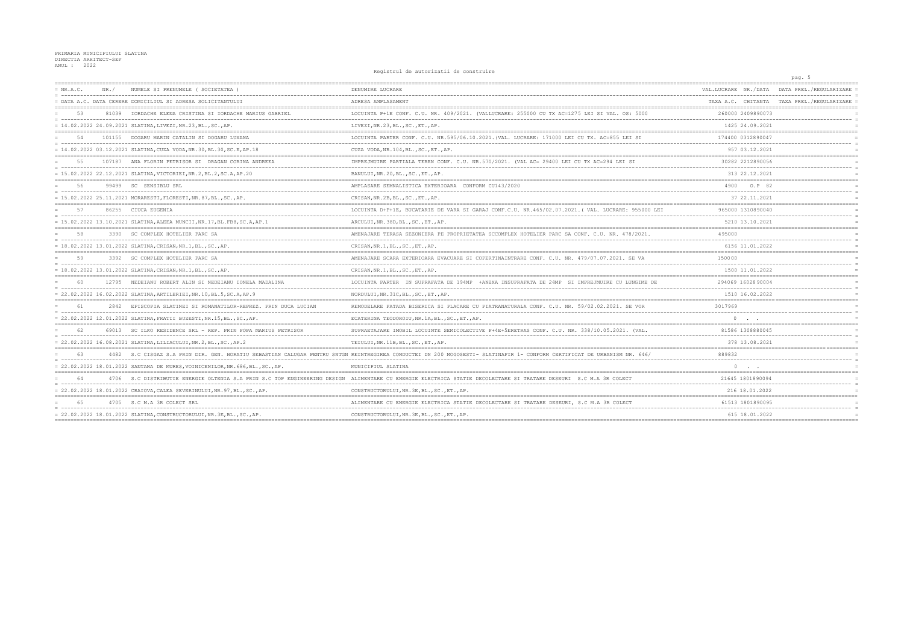PRIMARIA MUNICIPIULUI SLATINA
DIRECTIA ARHITECT-SEF
ANUL : 2022

Registrul de autorizatii de construire

| NR.A.C. / DATA A.C. | NR./ DATA CERERE | NUMELE SI PRENUMELE ( SOCIETATEA ) / DOMICILIUL SI ADRESA SOLICITANTULUI | DENUMIRE LUCRARE / ADRESA AMPLASAMENT | VAL.LUCRARE / TAXA A.C. | NR./DATA CHITANTA | DATA PREL./REGULARIZARE / TAXA PREL./REGULARIZARE |
|---|---|---|---|---|---|---|
| 53 | 81039 | IORDACHE ELENA CRISTINA SI IORDACHE MARIUS GABRIEL | LOCUINTA P+1E CONF. C.U. NR. 409/2021. (VALLUCRARE: 255000 CU TX AC=1275 LEI SI VAL. OS: 5000 | 260000 | 2409890073 | |
| 14.02.2022 | 24.09.2021 | SLATINA,LIVEZI,NR.23,BL.,SC.,AP. | LIVEZI,NR.23,BL.,SC.,ET.,AP. | 1425 | 24.09.2021 | |
| 54 | 101155 | DOGARU MARIN CATALIN SI DOGARU LUXANA | LOCUINTA PARTER CONF. C.U. NR.595/06.10.2021.(VAL. LUCRARE: 171000 LEI CU TX. AC=855 LEI SI | 174400 | 0312890047 | |
| 14.02.2022 | 03.12.2021 | SLATINA,CUZA VODA,NR.30,BL.30,SC.E,AP.18 | CUZA VODA,NR.104,BL.,SC.,ET.,AP. | 957 | 03.12.2021 | |
| 55 | 107187 | ANA FLORIN PETRISOR SI DRAGAN CORINA ANDREEA | IMPREJMUIRE PARTIALA TEREN CONF. C.U. NR.570/2021. (VAL AC= 29400 LEI CU TX AC=294 LEI SI | 30282 | 2212890056 | |
| 15.02.2022 | 22.12.2021 | SLATINA,VICTORIEI,NR.2,BL.2,SC.A,AP.20 | BANULUI,NR.20,BL.,SC.,ET.,AP. | 313 | 22.12.2021 | |
| 56 | 99499 | SC SENSIBLU SRL | AMPLASARE SEMNALISTICA EXTERIOARA CONFORM CU143/2020 | 4900 | O.P 82 | |
| 15.02.2022 | 25.11.2021 | MORARESTI,FLORESTI,NR.87,BL.,SC.,AP. | CRISAN,NR.2B,BL.,SC.,ET.,AP. | 37 | 22.11.2021 | |
| 57 | 86255 | CIUCA EUGENIA | LOCUINTA D+P+1E, BUCATARIE DE VARA SI GARAJ CONF.C.U. NR.465/02.07.2021.( VAL. LUCRARE: 955000 LEI | 965000 | 1310890040 | |
| 15.02.2022 | 13.10.2021 | SLATINA,ALEEA MUNCII,NR.17,BL.FB8,SC.A,AP.1 | ARCULUI,NR.38D,BL.,SC.,ET.,AP. | 5210 | 13.10.2021 | |
| 58 | 3390 | SC COMPLEX HOTELIER PARC SA | AMENAJARE TERASA SEZONIERA PE PROPRIETATEA SCCOMPLEX HOTELIER PARC SA CONF. C.U. NR. 478/2021. | 495000 | | |
| 18.02.2022 | 13.01.2022 | SLATINA,CRISAN,NR.1,BL.,SC.,AP. | CRISAN,NR.1,BL.,SC.,ET.,AP. | 6156 | 11.01.2022 | |
| 59 | 3392 | SC COMPLEX HOTELIER PARC SA | AMENAJARE SCARA EXTERIOARA EVACUARE SI COPERTINAINTRARE CONF. C.U. NR. 479/07.07.2021. SE VA | 150000 | | |
| 18.02.2022 | 13.01.2022 | SLATINA,CRISAN,NR.1,BL.,SC.,AP. | CRISAN,NR.1,BL.,SC.,ET.,AP. | 1500 | 11.01.2022 | |
| 60 | 12795 | NEDEIANU ROBERT ALIN SI NEDEIANU IONELA MADALINA | LOCUINTA PARTER IN SUPRAFATA DE 194MP +ANEXA INSUPRAFATA DE 24MP SI IMPREJMUIRE CU LUNGIME DE | 294069 | 1602890004 | |
| 22.02.2022 | 16.02.2022 | SLATINA,ARTILERIEI,NR.10,BL.5,SC.A,AP.9 | NORDULUI,NR.31C,BL.,SC.,ET.,AP. | 1510 | 16.02.2022 | |
| 61 | 2842 | EPISCOPIA SLATINEI SI ROMANATILOR-REPREZ. PRIN DUCA LUCIAN | REMODELARE FATADA BISERICA SI PLACARE CU PIATRANATURALA CONF. C.U. NR. 59/02.02.2021. SE VOR | 3017969 | | |
| 22.02.2022 | 12.01.2022 | SLATINA,FRATII BUZESTI,NR.15,BL.,SC.,AP. | ECATERINA TEODOROIU,NR.1A,BL.,SC.,ET.,AP. | 0 | . . | |
| 62 | 69013 | SC ILKO RESIDENCE SRL - REP. PRIN POPA MARIUS PETRISOR | SUPRAETAJARE IMOBIL LOCUINTE SEMICOLECTIVE P+4E+5ERETRAS CONF. C.U. NR. 338/10.05.2021. (VAL. | 81586 | 1308880045 | |
| 22.02.2022 | 16.08.2021 | SLATINA,LILIACULUI,NR.2,BL.,SC.,AP.2 | TEIULUI,NR.11B,BL.,SC.,ET.,AP. | 378 | 13.08.2021 | |
| 63 | 4482 | S.C CISGAZ S.A PRIN DIR. GEN. HORATIU SEBASTIAN CALUGAR PENTRU SNTGN | REINTREGIREA CONDUCTEI DN 200 MOGOSESTI- SLATINAFIR 1- CONFORM CERTIFICAT DE URBANISM NR. 646/ | 889832 | | |
| 22.02.2022 | 18.01.2022 | SANTANA DE MURES,VOINICENILOR,NR.686,BL.,SC.,AP. | MUNICIPIUL SLATINA | 0 | . . | |
| 64 | 4706 | S.C DISTRIBUTIE ENERGIE OLTENIA S.A PRIN S.C TOP ENGINEERING DESIGN | ALIMENTARE CU ENERGIE ELECTRICA STATIE DECOLECTARE SI TRATARE DESEURI S.C M.A 3R COLECT | 21645 | 1801890094 | |
| 22.02.2022 | 18.01.2022 | CRAIOVA,CALEA SEVERINULUI,NR.97,BL.,SC.,AP. | CONSTRUCTORULUI,NR.3E,BL.,SC.,ET.,AP. | 216 | 18.01.2022 | |
| 65 | 4705 | S.C M.A 3R COLECT SRL | ALIMENTARE CU ENERGIE ELECTRICA STATIE DECOLECTARE SI TRATARE DESEURI, S.C M.A 3R COLECT | 61513 | 1801890095 | |
| 22.02.2022 | 18.01.2022 | SLATINA,CONSTRUCTORULUI,NR.3E,BL.,SC.,AP. | CONSTRUCTORULUI,NR.3E,BL.,SC.,ET.,AP. | 615 | 18.01.2022 | |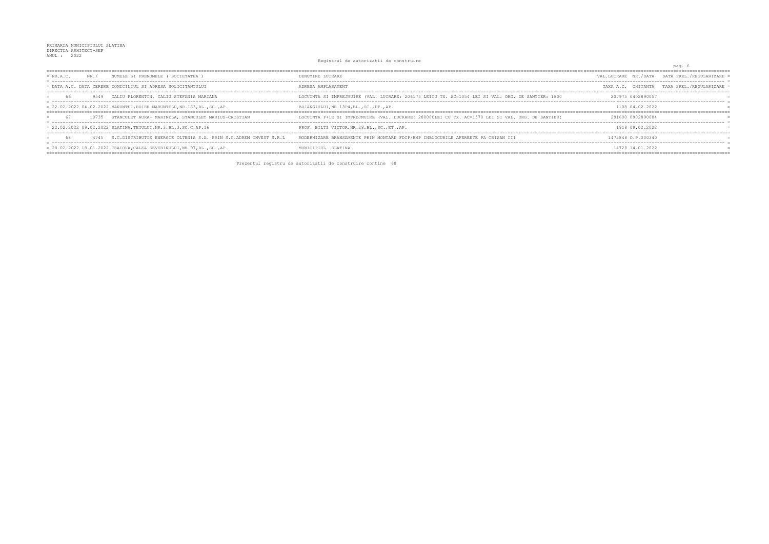PRIMARIA MUNICIPIULUI SLATINA
DIRECTIA ARHITECT-SEF
ANUL : 2022

Registrul de autorizatii de construire

| NR.A.C. / DATA A.C. | NR./ DATA CERERE | NUMELE SI PRENUMELE ( SOCIETATEA ) / DOMICILIUL SI ADRESA SOLICITANTULUI | DENUMIRE LUCRARE / ADRESA AMPLASAMENT | VAL.LUCRARE / TAXA A.C. | NR./DATA CHITANTA | DATA PREL./REGULARIZARE / TAXA PREL./REGULARIZARE |
|---|---|---|---|---|---|---|
| 66 | 9549 | CALIU FLORENTIN, CALIU STEFANIA MARIANA | LOCUINTA SI IMPREJMUIRE (VAL. LUCRARE: 206175 LEICU TX. AC=1054 LEI SI VAL. ORG. DE SANTIER: 1800 | 207975 | 0402890057 | |
| 22.02.2022 | 04.02.2022 | MARUNTEI,BOIER MARUNTELU,NR.163,BL.,SC.,AP. | BOIANGIULUI,NR.13P4,BL.,SC.,ET.,AP. | 1108 | 04.02.2022 | |
| 67 | 10735 | STANCULET AURA- MARINELA, STANCULET MARIUS-CRISTIAN | LOCUINTA P+1E SI IMPREJMUIRE (VAL. LUCRARE: 280000LEI CU TX. AC=1570 LEI SI VAL. ORG. DE SANTIER: | 291600 | 0902890084 | |
| 22.02.2022 | 09.02.2022 | SLATINA,TEIULUI,NR.3,BL.3,SC.C,AP.16 | PROF. BILTZ VICTOR,NR.28,BL.,SC.,ET.,AP. | 1918 | 09.02.2022 | |
| 68 | 4745 | S.C.DISTRIBUTIE ENERGIE OLTENIA S.A. PRIN S.C.ADREM INVEST S.R.L | MODERNIZARE BRANSAMENTE PRIN MONTARE FDCP/BMP INBLOCURILE AFERENTE PA CRISAN III | 1472848 | O.P.000340 | |
| 28.02.2022 | 18.01.2022 | CRAIOVA,CALEA SEVERINULUI,NR.97,BL.,SC.,AP. | MUNICIPIUL SLATINA | 14728 | 14.01.2022 | |

Prezentul registru de autorizatii de construire contine 68